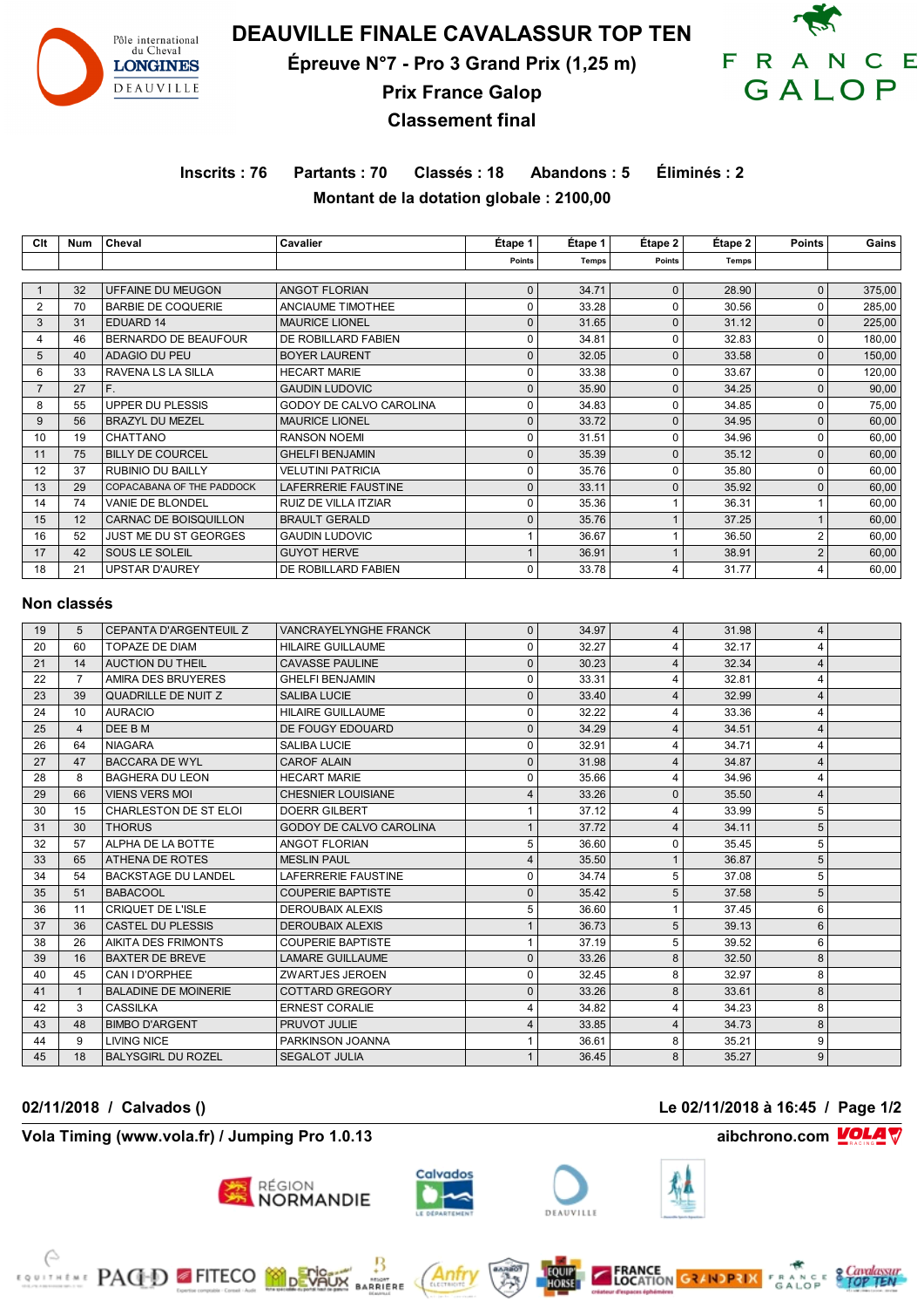# DEAUVILLE FINALE CAVALASSUR TOP TEN

## Épreuve N°7 - Pro 3 Grand Prix (1,25 m)

## Prix France Galop

## Classement final

**Inscrits : 76 Partants : 70 Classés : 18 Abandons : 5 Éliminés : 2**

**Montant de la dotation globale : 2100,00**

| Clt | Num | Cheval | Cavalier | Étape 1 Points | Étape 1 Temps | Étape 2 Points | Étape 2 Temps | Points | Gains |
|---|---|---|---|---|---|---|---|---|---|
| 1 | 32 | UFFAINE DU MEUGON | ANGOT FLORIAN | 0 | 34.71 | 0 | 28.90 | 0 | 375,00 |
| 2 | 70 | BARBIE DE COQUERIE | ANCIAUME TIMOTHEE | 0 | 33.28 | 0 | 30.56 | 0 | 285,00 |
| 3 | 31 | EDUARD 14 | MAURICE LIONEL | 0 | 31.65 | 0 | 31.12 | 0 | 225,00 |
| 4 | 46 | BERNARDO DE BEAUFOUR | DE ROBILLARD FABIEN | 0 | 34.81 | 0 | 32.83 | 0 | 180,00 |
| 5 | 40 | ADAGIO DU PEU | BOYER LAURENT | 0 | 32.05 | 0 | 33.58 | 0 | 150,00 |
| 6 | 33 | RAVENA LS LA SILLA | HECART MARIE | 0 | 33.38 | 0 | 33.67 | 0 | 120,00 |
| 7 | 27 | F. | GAUDIN LUDOVIC | 0 | 35.90 | 0 | 34.25 | 0 | 90,00 |
| 8 | 55 | UPPER DU PLESSIS | GODOY DE CALVO CAROLINA | 0 | 34.83 | 0 | 34.85 | 0 | 75,00 |
| 9 | 56 | BRAZYL DU MEZEL | MAURICE LIONEL | 0 | 33.72 | 0 | 34.95 | 0 | 60,00 |
| 10 | 19 | CHATTANO | RANSON NOEMI | 0 | 31.51 | 0 | 34.96 | 0 | 60,00 |
| 11 | 75 | BILLY DE COURCEL | GHELFI BENJAMIN | 0 | 35.39 | 0 | 35.12 | 0 | 60,00 |
| 12 | 37 | RUBINIO DU BAILLY | VELUTINI PATRICIA | 0 | 35.76 | 0 | 35.80 | 0 | 60,00 |
| 13 | 29 | COPACABANA OF THE PADDOCK | LAFERRERIE FAUSTINE | 0 | 33.11 | 0 | 35.92 | 0 | 60,00 |
| 14 | 74 | VANIE DE BLONDEL | RUIZ DE VILLA ITZIAR | 0 | 35.36 | 1 | 36.31 | 1 | 60,00 |
| 15 | 12 | CARNAC DE BOISQUILLON | BRAULT GERALD | 0 | 35.76 | 1 | 37.25 | 1 | 60,00 |
| 16 | 52 | JUST ME DU ST GEORGES | GAUDIN LUDOVIC | 1 | 36.67 | 1 | 36.50 | 2 | 60,00 |
| 17 | 42 | SOUS LE SOLEIL | GUYOT HERVE | 1 | 36.91 | 1 | 38.91 | 2 | 60,00 |
| 18 | 21 | UPSTAR D'AUREY | DE ROBILLARD FABIEN | 0 | 33.78 | 4 | 31.77 | 4 | 60,00 |

### Non classés

| Clt | Num | Cheval | Cavalier | Étape 1 Points | Étape 1 Temps | Étape 2 Points | Étape 2 Temps | Points | Gains |
|---|---|---|---|---|---|---|---|---|---|
| 19 | 5 | CEPANTA D'ARGENTEUIL Z | VANCRAYELYNGHE FRANCK | 0 | 34.97 | 4 | 31.98 | 4 | |
| 20 | 60 | TOPAZE DE DIAM | HILAIRE GUILLAUME | 0 | 32.27 | 4 | 32.17 | 4 | |
| 21 | 14 | AUCTION DU THEIL | CAVASSE PAULINE | 0 | 30.23 | 4 | 32.34 | 4 | |
| 22 | 7 | AMIRA DES BRUYERES | GHELFI BENJAMIN | 0 | 33.31 | 4 | 32.81 | 4 | |
| 23 | 39 | QUADRILLE DE NUIT Z | SALIBA LUCIE | 0 | 33.40 | 4 | 32.99 | 4 | |
| 24 | 10 | AURACIO | HILAIRE GUILLAUME | 0 | 32.22 | 4 | 33.36 | 4 | |
| 25 | 4 | DEE B M | DE FOUGY EDOUARD | 0 | 34.29 | 4 | 34.51 | 4 | |
| 26 | 64 | NIAGARA | SALIBA LUCIE | 0 | 32.91 | 4 | 34.71 | 4 | |
| 27 | 47 | BACCARA DE WYL | CAROF ALAIN | 0 | 31.98 | 4 | 34.87 | 4 | |
| 28 | 8 | BAGHERA DU LEON | HECART MARIE | 0 | 35.66 | 4 | 34.96 | 4 | |
| 29 | 66 | VIENS VERS MOI | CHESNIER LOUISIANE | 4 | 33.26 | 0 | 35.50 | 4 | |
| 30 | 15 | CHARLESTON DE ST ELOI | DOERR GILBERT | 1 | 37.12 | 4 | 33.99 | 5 | |
| 31 | 30 | THORUS | GODOY DE CALVO CAROLINA | 1 | 37.72 | 4 | 34.11 | 5 | |
| 32 | 57 | ALPHA DE LA BOTTE | ANGOT FLORIAN | 5 | 36.60 | 0 | 35.45 | 5 | |
| 33 | 65 | ATHENA DE ROTES | MESLIN PAUL | 4 | 35.50 | 1 | 36.87 | 5 | |
| 34 | 54 | BACKSTAGE DU LANDEL | LAFERRERIE FAUSTINE | 0 | 34.74 | 5 | 37.08 | 5 | |
| 35 | 51 | BABACOOL | COUPERIE BAPTISTE | 0 | 35.42 | 5 | 37.58 | 5 | |
| 36 | 11 | CRIQUET DE L'ISLE | DEROUBAIX ALEXIS | 5 | 36.60 | 1 | 37.45 | 6 | |
| 37 | 36 | CASTEL DU PLESSIS | DEROUBAIX ALEXIS | 1 | 36.73 | 5 | 39.13 | 6 | |
| 38 | 26 | AIKITA DES FRIMONTS | COUPERIE BAPTISTE | 1 | 37.19 | 5 | 39.52 | 6 | |
| 39 | 16 | BAXTER DE BREVE | LAMARE GUILLAUME | 0 | 33.26 | 8 | 32.50 | 8 | |
| 40 | 45 | CAN I D'ORPHEE | ZWARTJES JEROEN | 0 | 32.45 | 8 | 32.97 | 8 | |
| 41 | 1 | BALADINE DE MOINERIE | COTTARD GREGORY | 0 | 33.26 | 8 | 33.61 | 8 | |
| 42 | 3 | CASSILKA | ERNEST CORALIE | 4 | 34.82 | 4 | 34.23 | 8 | |
| 43 | 48 | BIMBO D'ARGENT | PRUVOT JULIE | 4 | 33.85 | 4 | 34.73 | 8 | |
| 44 | 9 | LIVING NICE | PARKINSON JOANNA | 1 | 36.61 | 8 | 35.21 | 9 | |
| 45 | 18 | BALYSGIRL DU ROZEL | SEGALOT JULIA | 1 | 36.45 | 8 | 35.27 | 9 | |

**02/11/2018 / Calvados ()** **Le 02/11/2018 à 16:45**

**Vola Timing (www.vola.fr) / Jumping Pro 1.0.13** **aibchrono.com**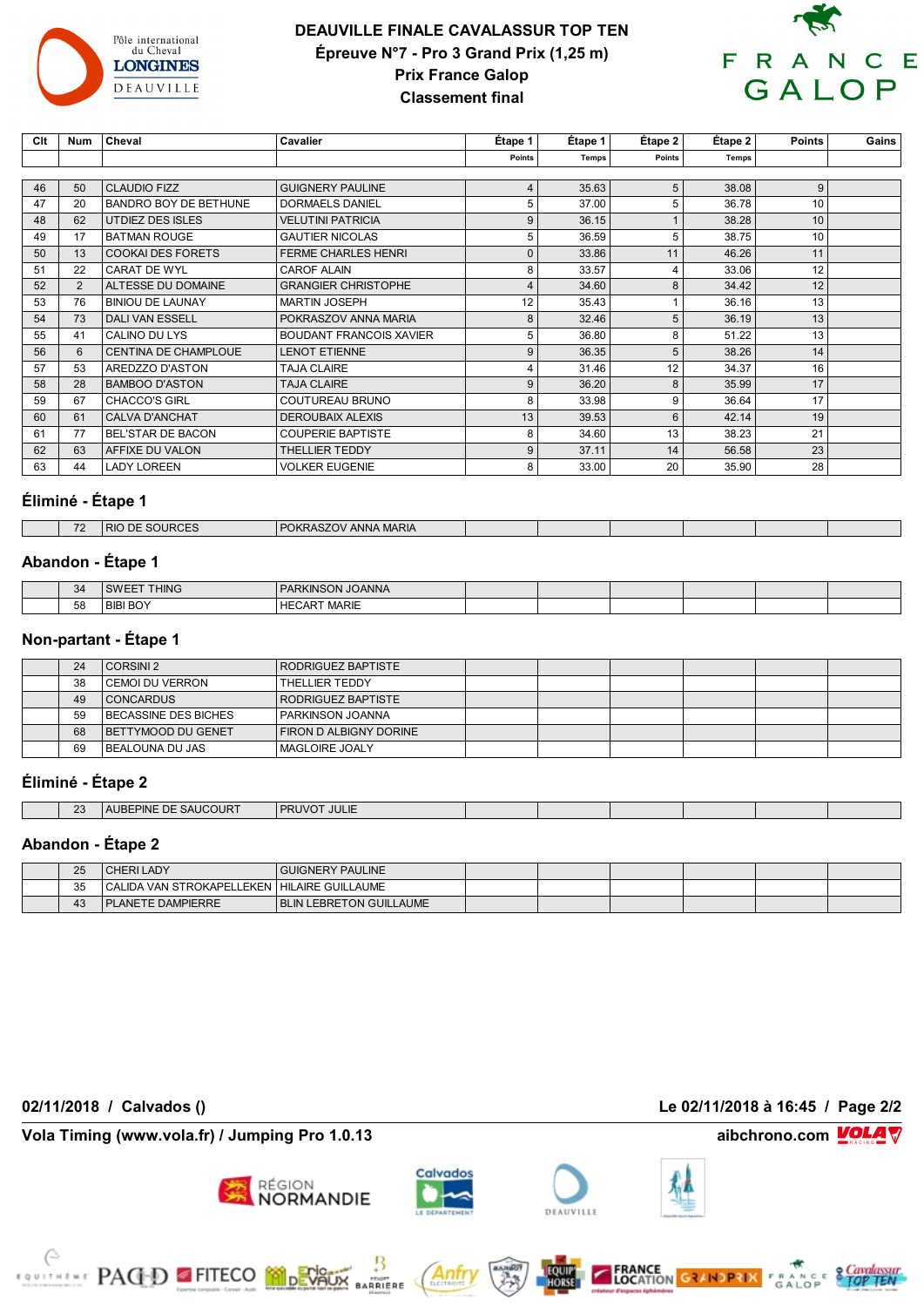# DEAUVILLE FINALE CAVALASSUR TOP TEN

## Épreuve N°7 - Pro 3 Grand Prix (1,25 m)

## Prix France Galop

## Classement final

| Clt | Num | Cheval | Cavalier | Étape 1 Points | Étape 1 Temps | Étape 2 Points | Étape 2 Temps | Points | Gains |
|---|---|---|---|---|---|---|---|---|---|
| 46 | 50 | CLAUDIO FIZZ | GUIGNERY PAULINE | 4 | 35.63 | 5 | 38.08 | 9 | |
| 47 | 20 | BANDRO BOY DE BETHUNE | DORMAELS DANIEL | 5 | 37.00 | 5 | 36.78 | 10 | |
| 48 | 62 | UTDIEZ DES ISLES | VELUTINI PATRICIA | 9 | 36.15 | 1 | 38.28 | 10 | |
| 49 | 17 | BATMAN ROUGE | GAUTIER NICOLAS | 5 | 36.59 | 5 | 38.75 | 10 | |
| 50 | 13 | COOKAI DES FORETS | FERME CHARLES HENRI | 0 | 33.86 | 11 | 46.26 | 11 | |
| 51 | 22 | CARAT DE WYL | CAROF ALAIN | 8 | 33.57 | 4 | 33.06 | 12 | |
| 52 | 2 | ALTESSE DU DOMAINE | GRANGIER CHRISTOPHE | 4 | 34.60 | 8 | 34.42 | 12 | |
| 53 | 76 | BINIOU DE LAUNAY | MARTIN JOSEPH | 12 | 35.43 | 1 | 36.16 | 13 | |
| 54 | 73 | DALI VAN ESSELL | POKRASZOV ANNA MARIA | 8 | 32.46 | 5 | 36.19 | 13 | |
| 55 | 41 | CALINO DU LYS | BOUDANT FRANCOIS XAVIER | 5 | 36.80 | 8 | 51.22 | 13 | |
| 56 | 6 | CENTINA DE CHAMPLOUE | LENOT ETIENNE | 9 | 36.35 | 5 | 38.26 | 14 | |
| 57 | 53 | AREDZZO D'ASTON | TAJA CLAIRE | 4 | 31.46 | 12 | 34.37 | 16 | |
| 58 | 28 | BAMBOO D'ASTON | TAJA CLAIRE | 9 | 36.20 | 8 | 35.99 | 17 | |
| 59 | 67 | CHACCO'S GIRL | COUTUREAU BRUNO | 8 | 33.98 | 9 | 36.64 | 17 | |
| 60 | 61 | CALVA D'ANCHAT | DEROUBAIX ALEXIS | 13 | 39.53 | 6 | 42.14 | 19 | |
| 61 | 77 | BEL'STAR DE BACON | COUPERIE BAPTISTE | 8 | 34.60 | 13 | 38.23 | 21 | |
| 62 | 63 | AFFIXE DU VALON | THELLIER TEDDY | 9 | 37.11 | 14 | 56.58 | 23 | |
| 63 | 44 | LADY LOREEN | VOLKER EUGENIE | 8 | 33.00 | 20 | 35.90 | 28 | |

## Éliminé - Étape 1

| | | | | | | | | | |
|---|---|---|---|---|---|---|---|---|---|
| | 72 | RIO DE SOURCES | POKRASZOV ANNA MARIA | | | | | | |

## Abandon - Étape 1

| | | | | | | | | | |
|---|---|---|---|---|---|---|---|---|---|
| | 34 | SWEET THING | PARKINSON JOANNA | | | | | | |
| | 58 | BIBI BOY | HECART MARIE | | | | | | |

## Non-partant - Étape 1

| | | | | | | | | | |
|---|---|---|---|---|---|---|---|---|---|
| | 24 | CORSINI 2 | RODRIGUEZ BAPTISTE | | | | | | |
| | 38 | CEMOI DU VERRON | THELLIER TEDDY | | | | | | |
| | 49 | CONCARDUS | RODRIGUEZ BAPTISTE | | | | | | |
| | 59 | BECASSINE DES BICHES | PARKINSON JOANNA | | | | | | |
| | 68 | BETTYMOOD DU GENET | FIRON D ALBIGNY DORINE | | | | | | |
| | 69 | BEALOUNA DU JAS | MAGLOIRE JOALY | | | | | | |

## Éliminé - Étape 2

| | | | | | | | | | |
|---|---|---|---|---|---|---|---|---|---|
| | 23 | AUBEPINE DE SAUCOURT | PRUVOT JULIE | | | | | | |

## Abandon - Étape 2

| | | | | | | | | | |
|---|---|---|---|---|---|---|---|---|---|
| | 25 | CHERI LADY | GUIGNERY PAULINE | | | | | | |
| | 35 | CALIDA VAN STROKAPELLEKEN | HILAIRE GUILLAUME | | | | | | |
| | 43 | PLANETE DAMPIERRE | BLIN LEBRETON GUILLAUME | | | | | | |

**02/11/2018 / Calvados ()** — **Le 02/11/2018 à 16:45**

**Vola Timing (www.vola.fr) / Jumping Pro 1.0.13** — **aibchrono.com**